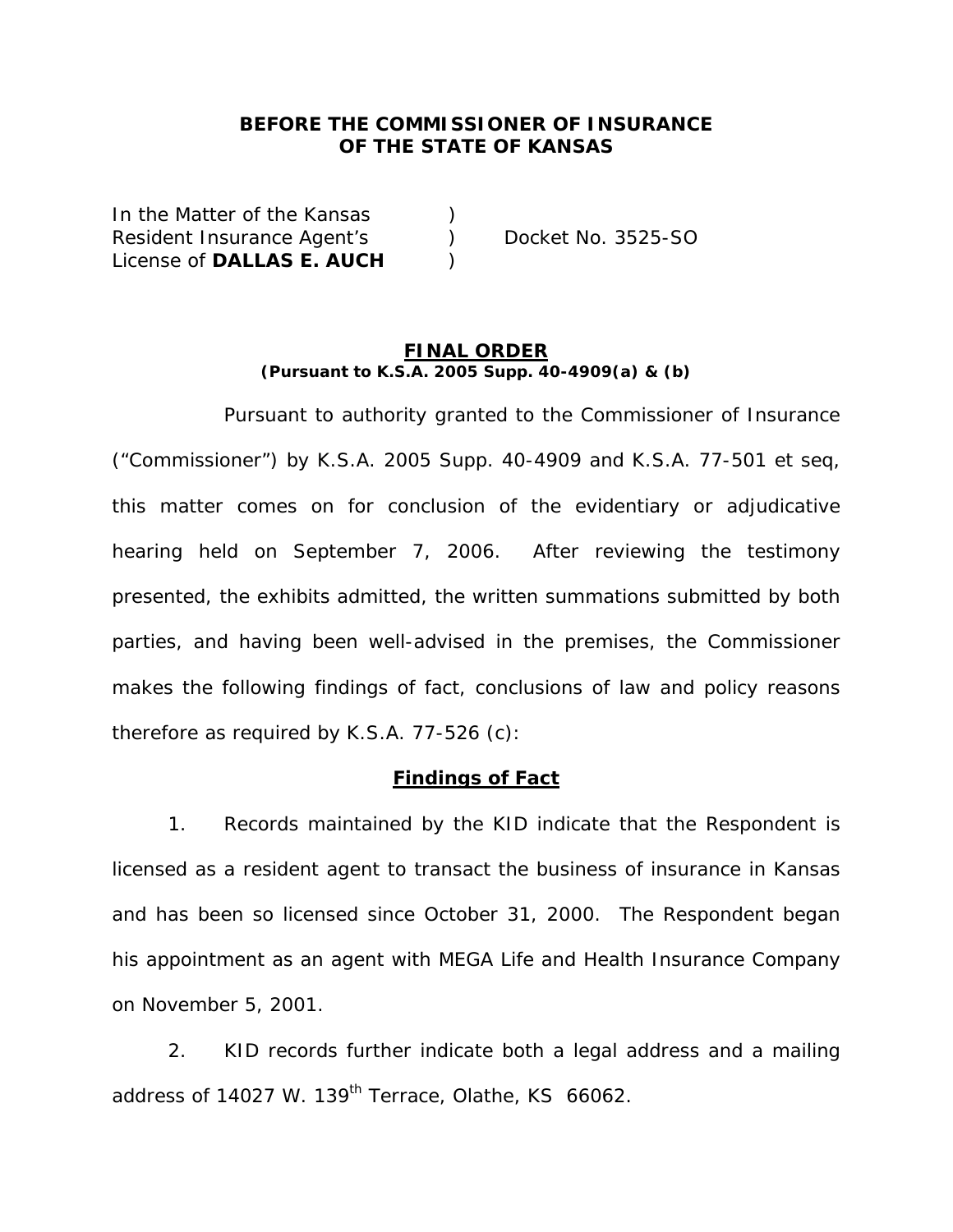**BEFORE THE COMMISSIONER OF INSURANCE**
**OF THE STATE OF KANSAS**

In the Matter of the Kansas )
Resident Insurance Agent's ) Docket No. 3525-SO
License of **DALLAS E. AUCH** )

## FINAL ORDER

**(Pursuant to K.S.A. 2005 Supp. 40-4909(a) & (b)**

Pursuant to authority granted to the Commissioner of Insurance ("Commissioner") by K.S.A. 2005 Supp. 40-4909 and K.S.A. 77-501 et seq, this matter comes on for conclusion of the evidentiary or adjudicative hearing held on September 7, 2006. After reviewing the testimony presented, the exhibits admitted, the written summations submitted by both parties, and having been well-advised in the premises, the Commissioner makes the following findings of fact, conclusions of law and policy reasons therefore as required by K.S.A. 77-526 (c):

### Findings of Fact

1. Records maintained by the KID indicate that the Respondent is licensed as a resident agent to transact the business of insurance in Kansas and has been so licensed since October 31, 2000. The Respondent began his appointment as an agent with MEGA Life and Health Insurance Company on November 5, 2001.

2. KID records further indicate both a legal address and a mailing address of 14027 W. 139th Terrace, Olathe, KS 66062.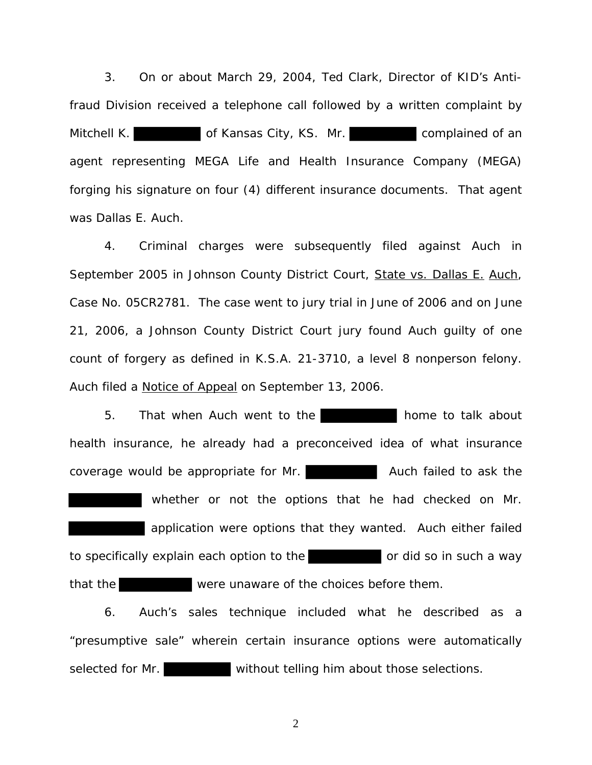3. On or about March 29, 2004, Ted Clark, Director of KID's Anti-fraud Division received a telephone call followed by a written complaint by Mitchell K. [REDACTED] of Kansas City, KS. Mr. [REDACTED] complained of an agent representing MEGA Life and Health Insurance Company (MEGA) forging his signature on four (4) different insurance documents. That agent was Dallas E. Auch.

4. Criminal charges were subsequently filed against Auch in September 2005 in Johnson County District Court, State vs. Dallas E. Auch, Case No. 05CR2781. The case went to jury trial in June of 2006 and on June 21, 2006, a Johnson County District Court jury found Auch guilty of one count of forgery as defined in K.S.A. 21-3710, a level 8 nonperson felony. Auch filed a Notice of Appeal on September 13, 2006.

5. That when Auch went to the [REDACTED] home to talk about health insurance, he already had a preconceived idea of what insurance coverage would be appropriate for Mr. [REDACTED] Auch failed to ask the [REDACTED] whether or not the options that he had checked on Mr. [REDACTED] application were options that they wanted. Auch either failed to specifically explain each option to the [REDACTED] or did so in such a way that the [REDACTED] were unaware of the choices before them.

6. Auch's sales technique included what he described as a "presumptive sale" wherein certain insurance options were automatically selected for Mr. [REDACTED] without telling him about those selections.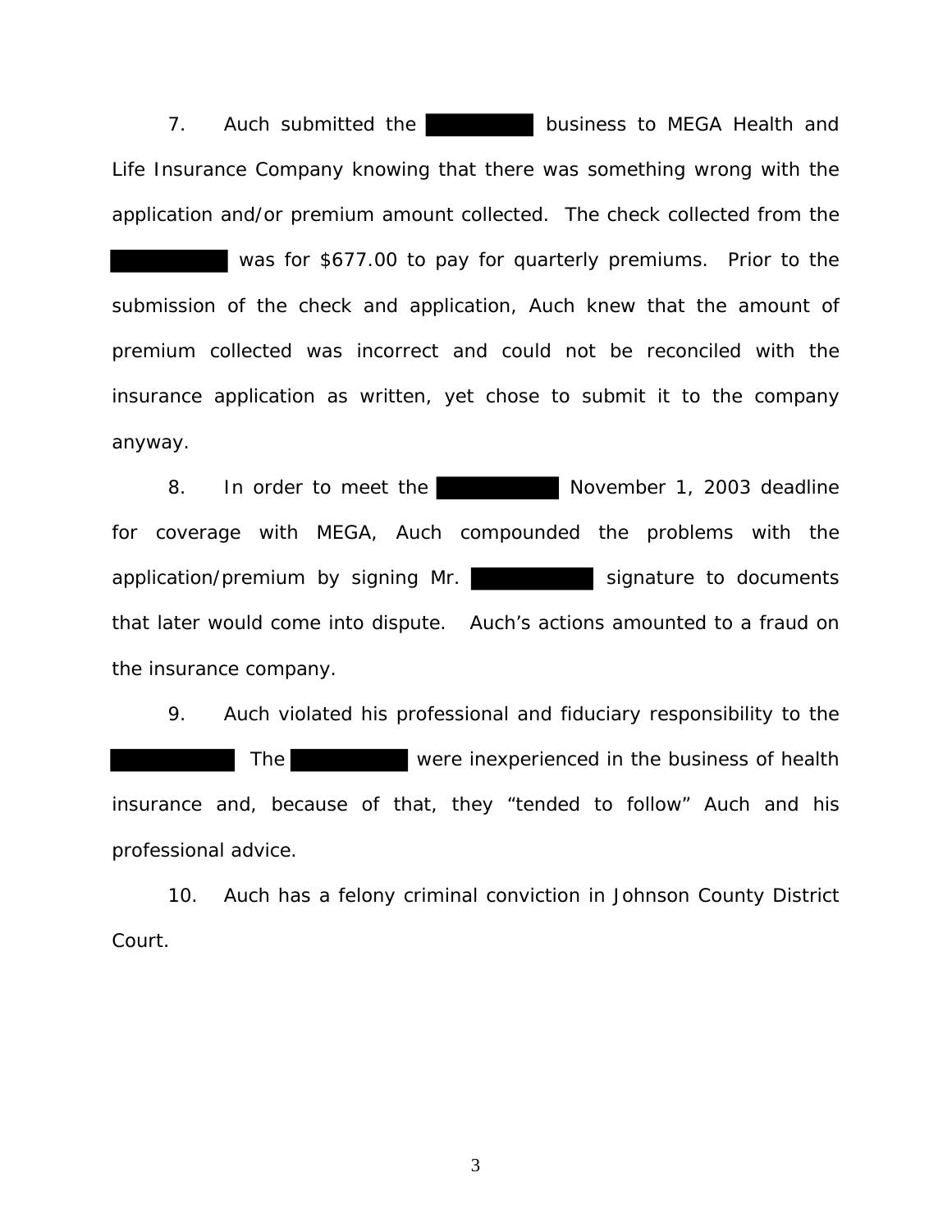7. Auch submitted the [REDACTED] business to MEGA Health and Life Insurance Company knowing that there was something wrong with the application and/or premium amount collected. The check collected from the [REDACTED] was for $677.00 to pay for quarterly premiums. Prior to the submission of the check and application, Auch knew that the amount of premium collected was incorrect and could not be reconciled with the insurance application as written, yet chose to submit it to the company anyway.

8. In order to meet the [REDACTED] November 1, 2003 deadline for coverage with MEGA, Auch compounded the problems with the application/premium by signing Mr. [REDACTED] signature to documents that later would come into dispute. Auch's actions amounted to a fraud on the insurance company.

9. Auch violated his professional and fiduciary responsibility to the [REDACTED] The [REDACTED] were inexperienced in the business of health insurance and, because of that, they "tended to follow" Auch and his professional advice.

10. Auch has a felony criminal conviction in Johnson County District Court.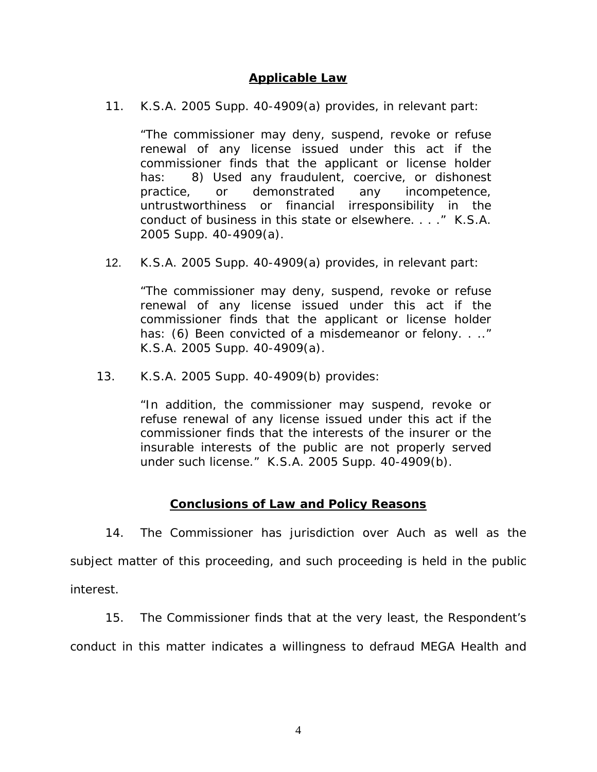## Applicable Law

11. K.S.A. 2005 Supp. 40-4909(a) provides, in relevant part:

> "The commissioner may deny, suspend, revoke or refuse renewal of any license issued under this act if the commissioner finds that the applicant or license holder has: 8) Used any fraudulent, coercive, or dishonest practice, or demonstrated any incompetence, untrustworthiness or financial irresponsibility in the conduct of business in this state or elsewhere. . . ." K.S.A. 2005 Supp. 40-4909(a).

12. K.S.A. 2005 Supp. 40-4909(a) provides, in relevant part:

> "The commissioner may deny, suspend, revoke or refuse renewal of any license issued under this act if the commissioner finds that the applicant or license holder has: (6) Been convicted of a misdemeanor or felony. . .." K.S.A. 2005 Supp. 40-4909(a).

13. K.S.A. 2005 Supp. 40-4909(b) provides:

> "In addition, the commissioner may suspend, revoke or refuse renewal of any license issued under this act if the commissioner finds that the interests of the insurer or the insurable interests of the public are not properly served under such license." K.S.A. 2005 Supp. 40-4909(b).

## Conclusions of Law and Policy Reasons

14. The Commissioner has jurisdiction over Auch as well as the subject matter of this proceeding, and such proceeding is held in the public interest.

15. The Commissioner finds that at the very least, the Respondent's conduct in this matter indicates a willingness to defraud MEGA Health and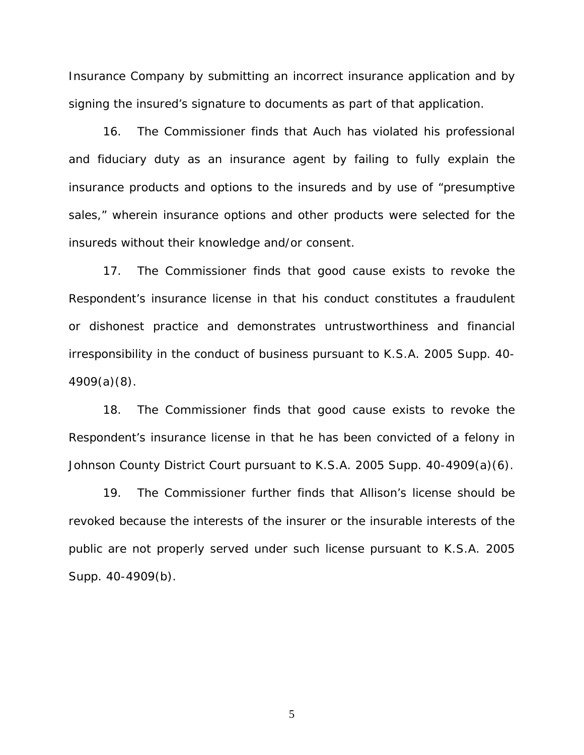Insurance Company by submitting an incorrect insurance application and by signing the insured's signature to documents as part of that application.

16. The Commissioner finds that Auch has violated his professional and fiduciary duty as an insurance agent by failing to fully explain the insurance products and options to the insureds and by use of "presumptive sales," wherein insurance options and other products were selected for the insureds without their knowledge and/or consent.

17. The Commissioner finds that good cause exists to revoke the Respondent's insurance license in that his conduct constitutes a fraudulent or dishonest practice and demonstrates untrustworthiness and financial irresponsibility in the conduct of business pursuant to K.S.A. 2005 Supp. 40-4909(a)(8).

18. The Commissioner finds that good cause exists to revoke the Respondent's insurance license in that he has been convicted of a felony in Johnson County District Court pursuant to K.S.A. 2005 Supp. 40-4909(a)(6).

19. The Commissioner further finds that Allison's license should be revoked because the interests of the insurer or the insurable interests of the public are not properly served under such license pursuant to K.S.A. 2005 Supp. 40-4909(b).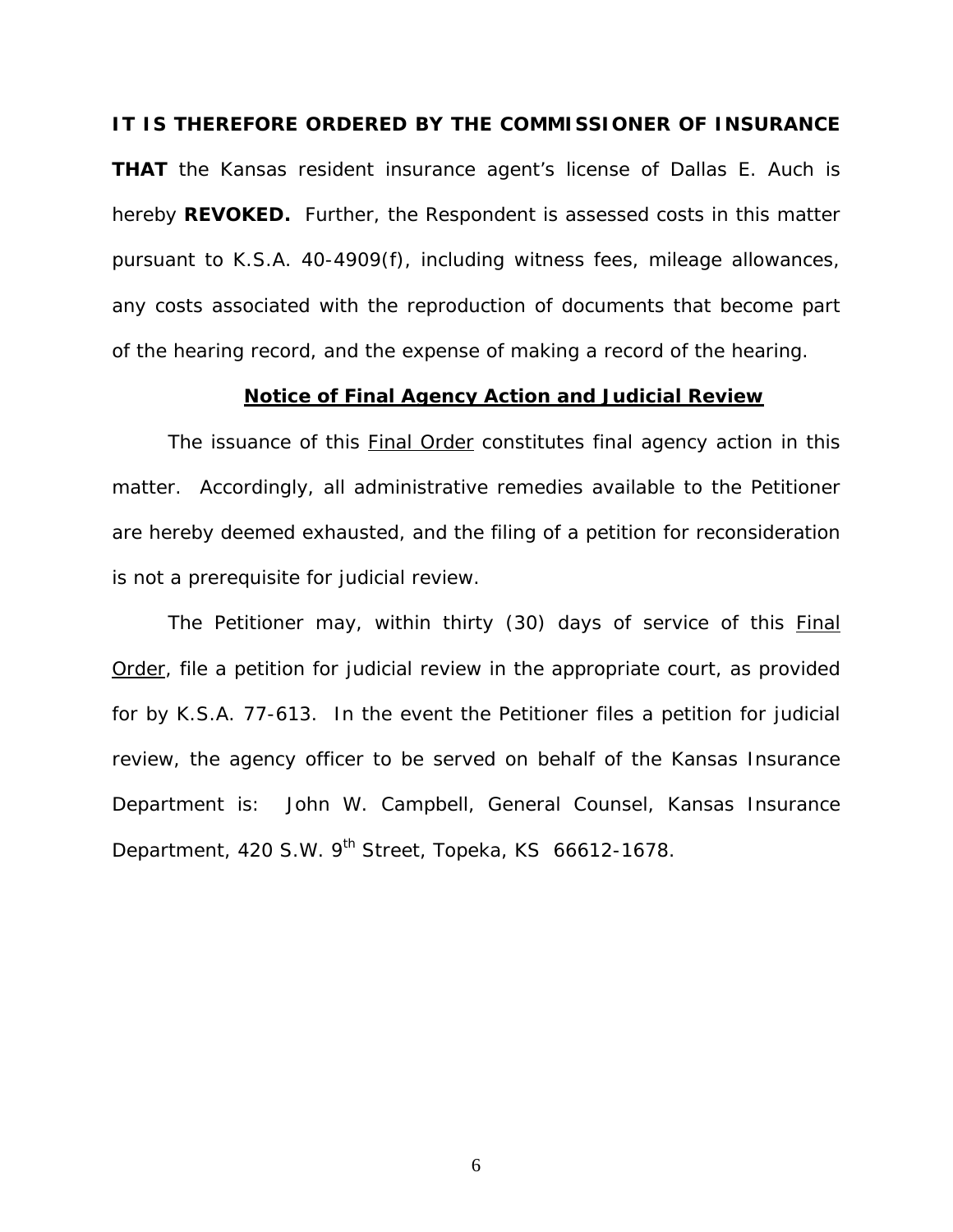**IT IS THEREFORE ORDERED BY THE COMMISSIONER OF INSURANCE THAT** the Kansas resident insurance agent's license of Dallas E. Auch is hereby **REVOKED.** Further, the Respondent is assessed costs in this matter pursuant to K.S.A. 40-4909(f), including witness fees, mileage allowances, any costs associated with the reproduction of documents that become part of the hearing record, and the expense of making a record of the hearing.

**Notice of Final Agency Action and Judicial Review**

The issuance of this Final Order constitutes final agency action in this matter. Accordingly, all administrative remedies available to the Petitioner are hereby deemed exhausted, and the filing of a petition for reconsideration is not a prerequisite for judicial review.

The Petitioner may, within thirty (30) days of service of this Final Order, file a petition for judicial review in the appropriate court, as provided for by K.S.A. 77-613. In the event the Petitioner files a petition for judicial review, the agency officer to be served on behalf of the Kansas Insurance Department is: John W. Campbell, General Counsel, Kansas Insurance Department, 420 S.W. 9th Street, Topeka, KS 66612-1678.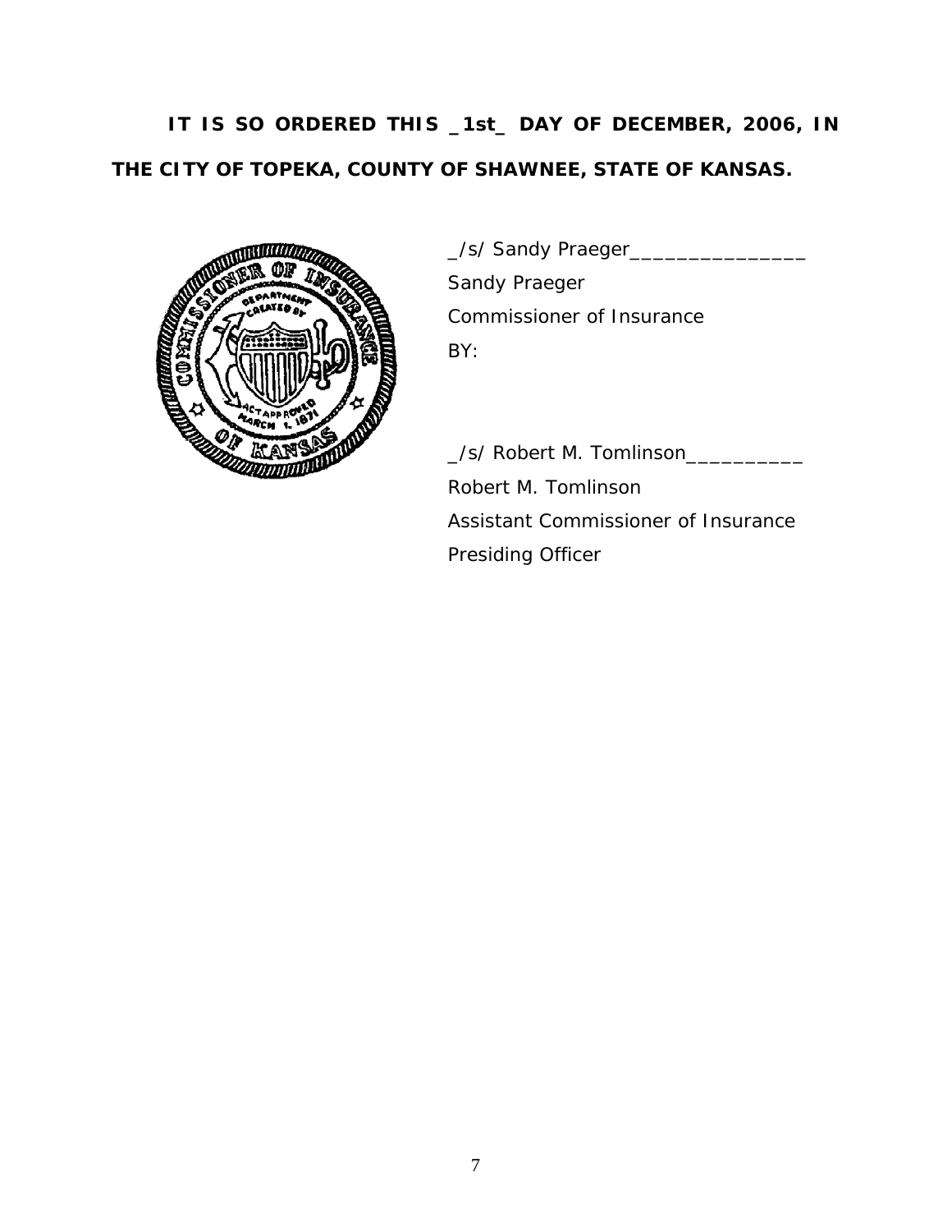**IT IS SO ORDERED THIS _1st_ DAY OF DECEMBER, 2006, IN THE CITY OF TOPEKA, COUNTY OF SHAWNEE, STATE OF KANSAS.**

_/s/ Sandy Praeger_______________
Sandy Praeger
Commissioner of Insurance
BY:

_/s/ Robert M. Tomlinson__________
Robert M. Tomlinson
Assistant Commissioner of Insurance
Presiding Officer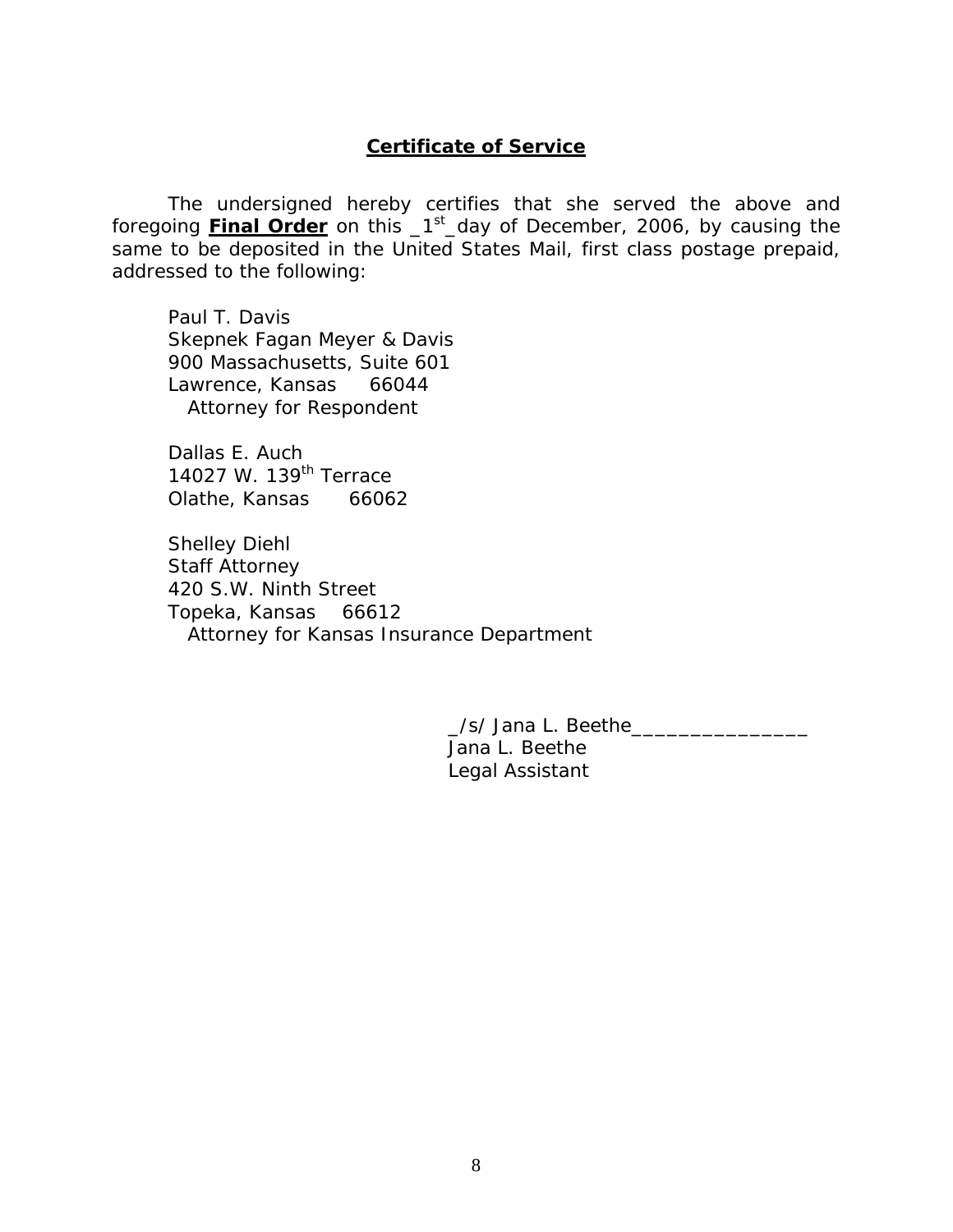## **Certificate of Service**

The undersigned hereby certifies that she served the above and foregoing **Final Order** on this _1st_day of December, 2006, by causing the same to be deposited in the United States Mail, first class postage prepaid, addressed to the following:

Paul T. Davis
Skepnek Fagan Meyer & Davis
900 Massachusetts, Suite 601
Lawrence, Kansas 66044
Attorney for Respondent

Dallas E. Auch
14027 W. 139th Terrace
Olathe, Kansas 66062

Shelley Diehl
Staff Attorney
420 S.W. Ninth Street
Topeka, Kansas 66612
Attorney for Kansas Insurance Department

_/s/ Jana L. Beethe_______________
Jana L. Beethe
Legal Assistant